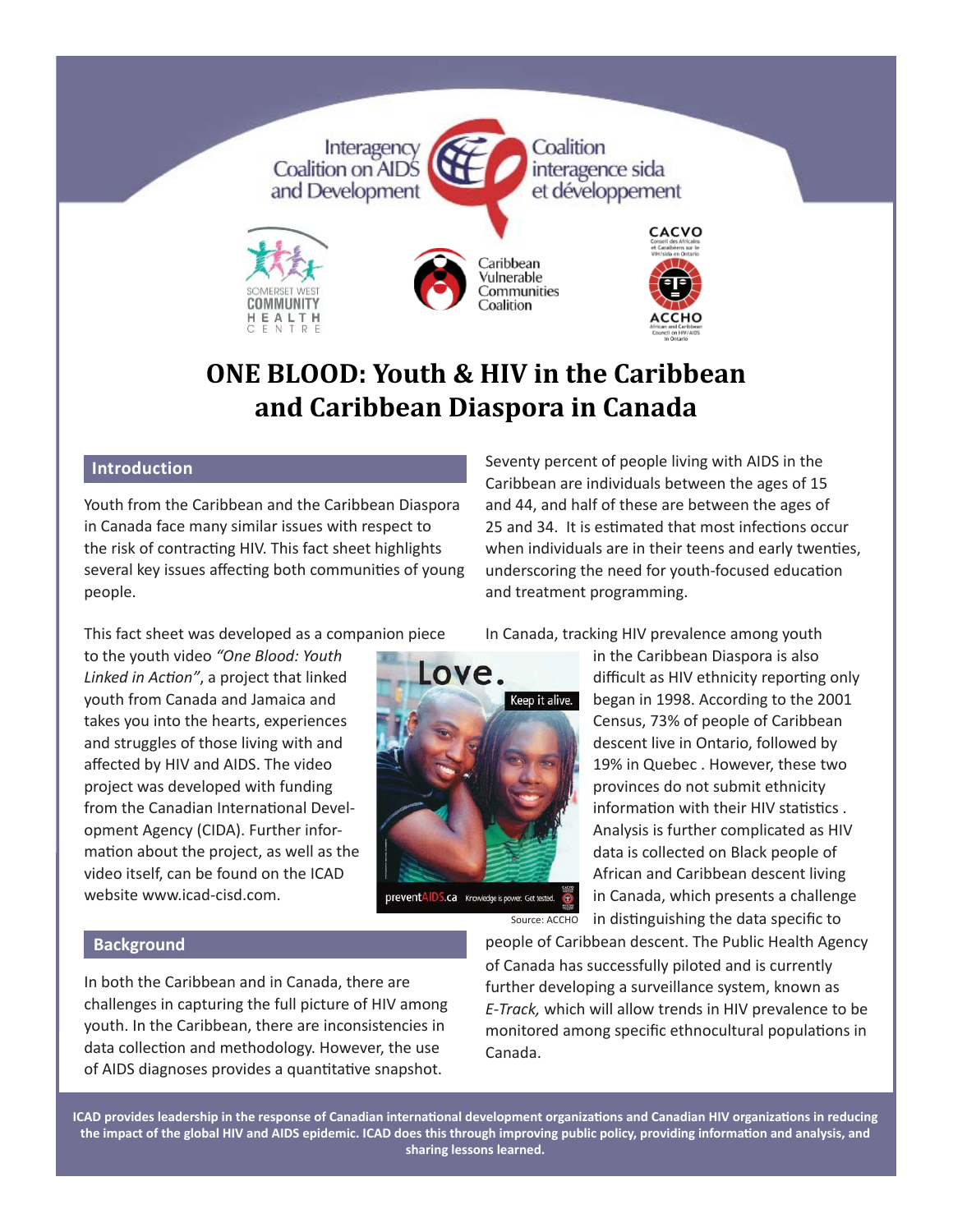Interagency Coalition on AIDS and Development | Coalition interagence sida et développement

# ONE BLOOD: Youth & HIV in the Caribbean and Caribbean Diaspora in Canada

## Introduction

Youth from the Caribbean and the Caribbean Diaspora in Canada face many similar issues with respect to the risk of contracting HIV. This fact sheet highlights several key issues affecting both communities of young people.

This fact sheet was developed as a companion piece to the youth video *"One Blood: Youth Linked in Action"*, a project that linked youth from Canada and Jamaica and takes you into the hearts, experiences and struggles of those living with and affected by HIV and AIDS. The video project was developed with funding from the Canadian International Development Agency (CIDA). Further information about the project, as well as the video itself, can be found on the ICAD website www.icad-cisd.com.

Source: ACCHO

## Background

In both the Caribbean and in Canada, there are challenges in capturing the full picture of HIV among youth. In the Caribbean, there are inconsistencies in data collection and methodology. However, the use of AIDS diagnoses provides a quantitative snapshot.

Seventy percent of people living with AIDS in the Caribbean are individuals between the ages of 15 and 44, and half of these are between the ages of 25 and 34. It is estimated that most infections occur when individuals are in their teens and early twenties, underscoring the need for youth-focused education and treatment programming.

In Canada, tracking HIV prevalence among youth in the Caribbean Diaspora is also difficult as HIV ethnicity reporting only began in 1998. According to the 2001 Census, 73% of people of Caribbean descent live in Ontario, followed by 19% in Quebec . However, these two provinces do not submit ethnicity information with their HIV statistics . Analysis is further complicated as HIV data is collected on Black people of African and Caribbean descent living in Canada, which presents a challenge in distinguishing the data specific to people of Caribbean descent. The Public Health Agency of Canada has successfully piloted and is currently further developing a surveillance system, known as *E-Track,* which will allow trends in HIV prevalence to be monitored among specific ethnocultural populations in Canada.

**ICAD provides leadership in the response of Canadian international development organizations and Canadian HIV organizations in reducing the impact of the global HIV and AIDS epidemic. ICAD does this through improving public policy, providing information and analysis, and sharing lessons learned.**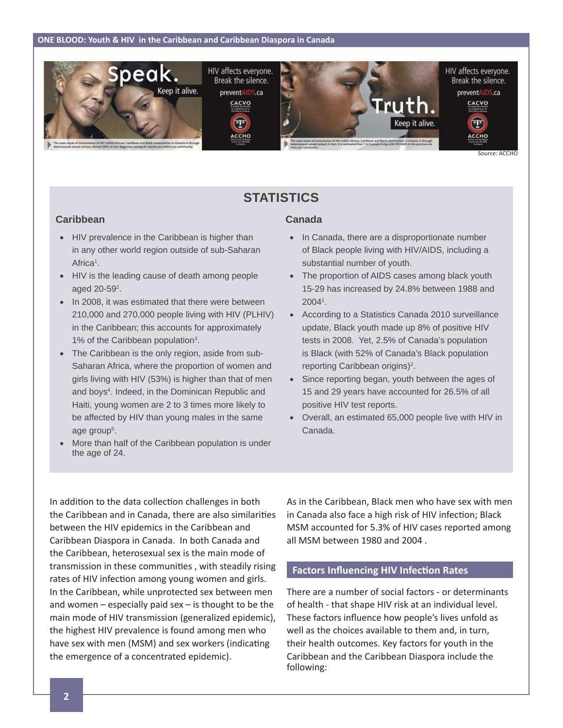Source: ACCHO

## STATISTICS

### Caribbean

- HIV prevalence in the Caribbean is higher than in any other world region outside of sub-Saharan Africa[1].
- HIV is the leading cause of death among people aged 20-59[2].
- In 2008, it was estimated that there were between 210,000 and 270,000 people living with HIV (PLHIV) in the Caribbean; this accounts for approximately 1% of the Caribbean population[3].
- The Caribbean is the only region, aside from sub-Saharan Africa, where the proportion of women and girls living with HIV (53%) is higher than that of men and boys[4]. Indeed, in the Dominican Republic and Haiti, young women are 2 to 3 times more likely to be affected by HIV than young males in the same age group[5].
- More than half of the Caribbean population is under the age of 24.

### Canada

- In Canada, there are a disproportionate number of Black people living with HIV/AIDS, including a substantial number of youth.
- The proportion of AIDS cases among black youth 15-29 has increased by 24.8% between 1988 and 2004[1].
- According to a Statistics Canada 2010 surveillance update, Black youth made up 8% of positive HIV tests in 2008. Yet, 2.5% of Canada's population is Black (with 52% of Canada's Black population reporting Caribbean origins)[2].
- Since reporting began, youth between the ages of 15 and 29 years have accounted for 26.5% of all positive HIV test reports.
- Overall, an estimated 65,000 people live with HIV in Canada.

In addition to the data collection challenges in both the Caribbean and in Canada, there are also similarities between the HIV epidemics in the Caribbean and Caribbean Diaspora in Canada. In both Canada and the Caribbean, heterosexual sex is the main mode of transmission in these communities , with steadily rising rates of HIV infection among young women and girls. In the Caribbean, while unprotected sex between men and women – especially paid sex – is thought to be the main mode of HIV transmission (generalized epidemic), the highest HIV prevalence is found among men who have sex with men (MSM) and sex workers (indicating the emergence of a concentrated epidemic).

As in the Caribbean, Black men who have sex with men in Canada also face a high risk of HIV infection; Black MSM accounted for 5.3% of HIV cases reported among all MSM between 1980 and 2004 .

## Factors Influencing HIV Infection Rates

There are a number of social factors - or determinants of health - that shape HIV risk at an individual level. These factors influence how people's lives unfold as well as the choices available to them and, in turn, their health outcomes. Key factors for youth in the Caribbean and the Caribbean Diaspora include the following: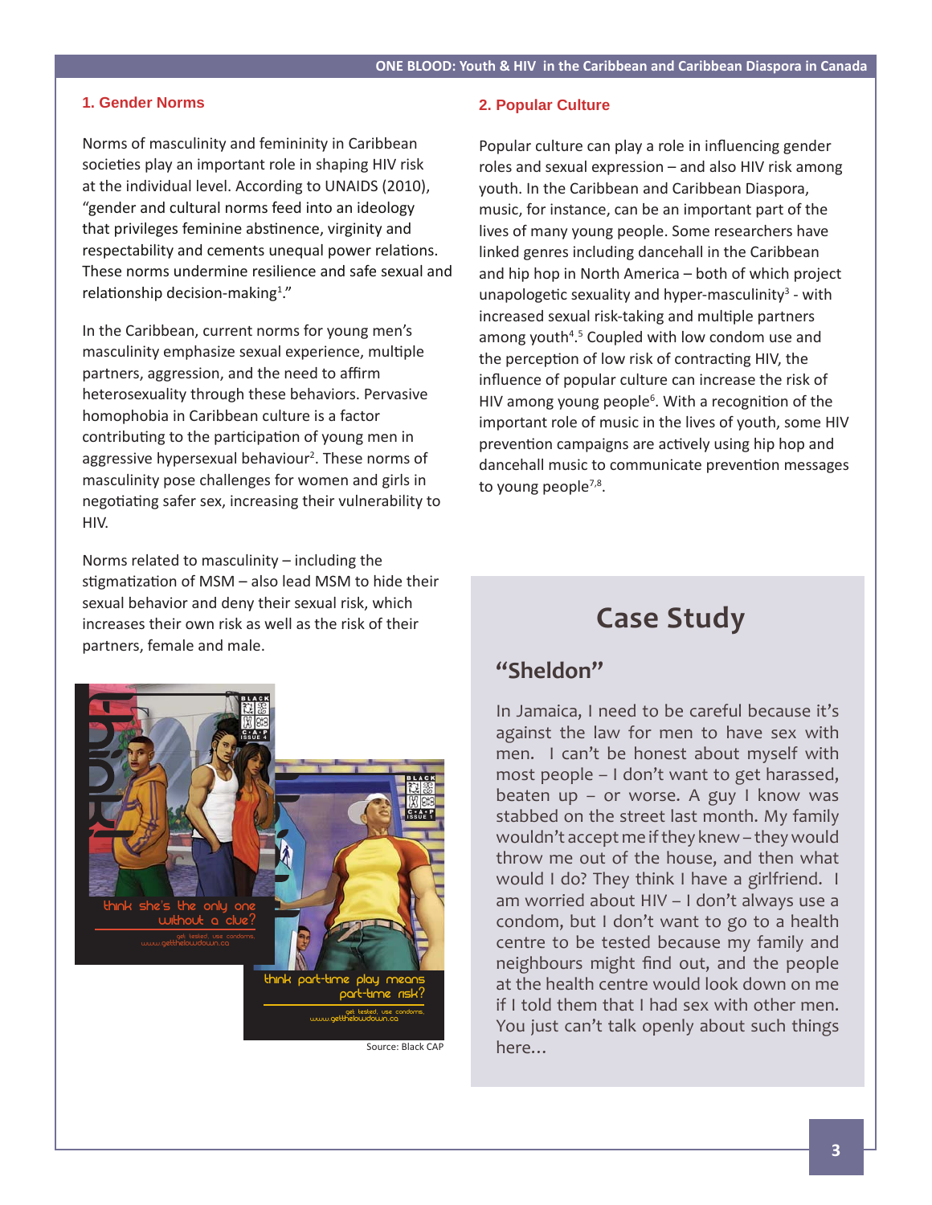## 1. Gender Norms

Norms of masculinity and femininity in Caribbean societies play an important role in shaping HIV risk at the individual level. According to UNAIDS (2010), "gender and cultural norms feed into an ideology that privileges feminine abstinence, virginity and respectability and cements unequal power relations. These norms undermine resilience and safe sexual and relationship decision-making[1]."

In the Caribbean, current norms for young men's masculinity emphasize sexual experience, multiple partners, aggression, and the need to affirm heterosexuality through these behaviors. Pervasive homophobia in Caribbean culture is a factor contributing to the participation of young men in aggressive hypersexual behaviour[2]. These norms of masculinity pose challenges for women and girls in negotiating safer sex, increasing their vulnerability to HIV.

Norms related to masculinity – including the stigmatization of MSM – also lead MSM to hide their sexual behavior and deny their sexual risk, which increases their own risk as well as the risk of their partners, female and male.

Source: Black CAP

## 2. Popular Culture

Popular culture can play a role in influencing gender roles and sexual expression – and also HIV risk among youth. In the Caribbean and Caribbean Diaspora, music, for instance, can be an important part of the lives of many young people. Some researchers have linked genres including dancehall in the Caribbean and hip hop in North America – both of which project unapologetic sexuality and hyper-masculinity[3] - with increased sexual risk-taking and multiple partners among youth[4].[5] Coupled with low condom use and the perception of low risk of contracting HIV, the influence of popular culture can increase the risk of HIV among young people[6]. With a recognition of the important role of music in the lives of youth, some HIV prevention campaigns are actively using hip hop and dancehall music to communicate prevention messages to young people[7,8].

## Case Study

### "Sheldon"

In Jamaica, I need to be careful because it's against the law for men to have sex with men. I can't be honest about myself with most people – I don't want to get harassed, beaten up – or worse. A guy I know was stabbed on the street last month. My family wouldn't accept me if they knew – they would throw me out of the house, and then what would I do? They think I have a girlfriend. I am worried about HIV – I don't always use a condom, but I don't want to go to a health centre to be tested because my family and neighbours might find out, and the people at the health centre would look down on me if I told them that I had sex with other men. You just can't talk openly about such things here...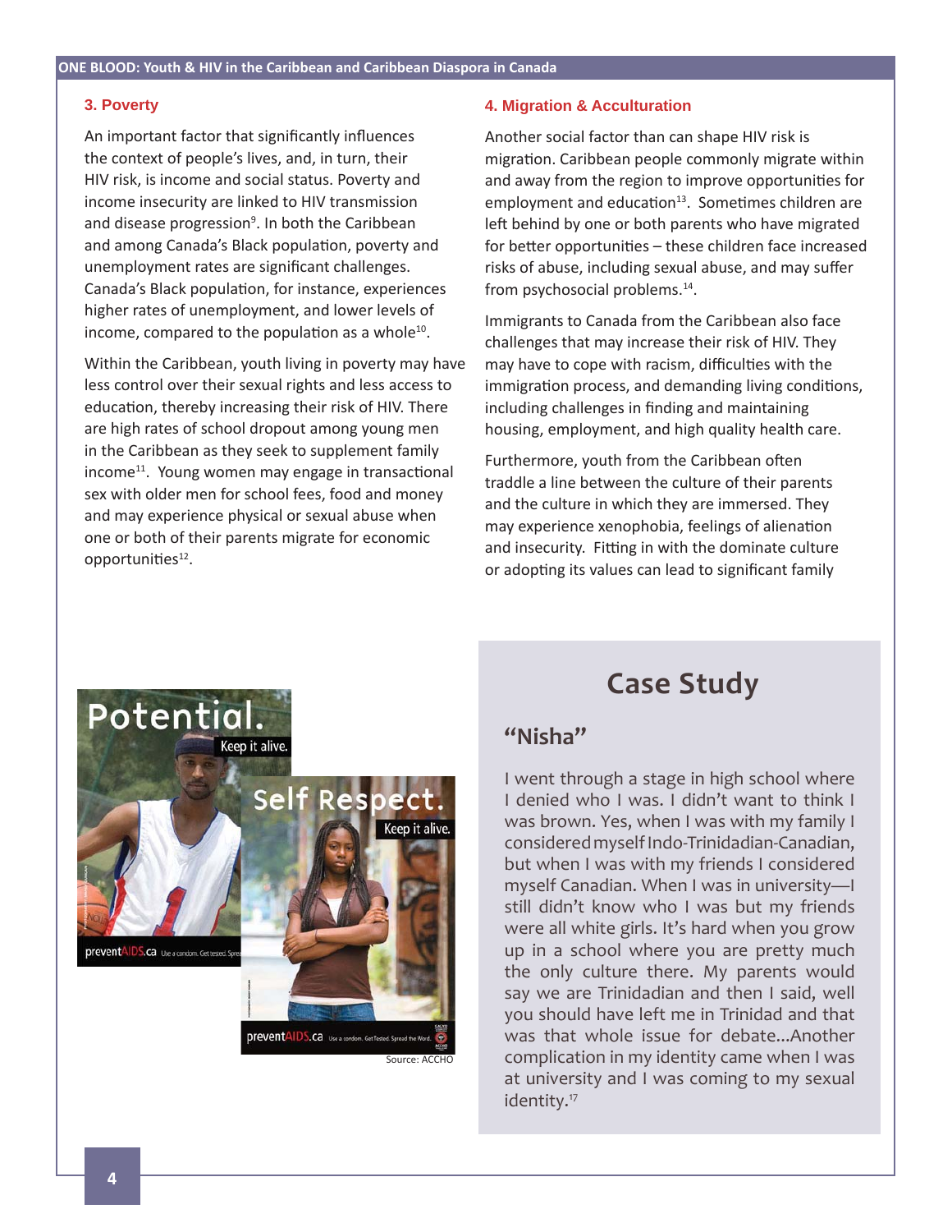### 3. Poverty

An important factor that significantly influences the context of people's lives, and, in turn, their HIV risk, is income and social status. Poverty and income insecurity are linked to HIV transmission and disease progression[9]. In both the Caribbean and among Canada's Black population, poverty and unemployment rates are significant challenges. Canada's Black population, for instance, experiences higher rates of unemployment, and lower levels of income, compared to the population as a whole[10].

Within the Caribbean, youth living in poverty may have less control over their sexual rights and less access to education, thereby increasing their risk of HIV. There are high rates of school dropout among young men in the Caribbean as they seek to supplement family income[11]. Young women may engage in transactional sex with older men for school fees, food and money and may experience physical or sexual abuse when one or both of their parents migrate for economic opportunities[12].

### 4. Migration & Acculturation

Another social factor than can shape HIV risk is migration. Caribbean people commonly migrate within and away from the region to improve opportunities for employment and education[13]. Sometimes children are left behind by one or both parents who have migrated for better opportunities – these children face increased risks of abuse, including sexual abuse, and may suffer from psychosocial problems.[14].

Immigrants to Canada from the Caribbean also face challenges that may increase their risk of HIV. They may have to cope with racism, difficulties with the immigration process, and demanding living conditions, including challenges in finding and maintaining housing, employment, and high quality health care.

Furthermore, youth from the Caribbean often traddle a line between the culture of their parents and the culture in which they are immersed. They may experience xenophobia, feelings of alienation and insecurity. Fitting in with the dominate culture or adopting its values can lead to significant family

Source: ACCHO

## Case Study

### "Nisha"

I went through a stage in high school where I denied who I was. I didn't want to think I was brown. Yes, when I was with my family I considered myself Indo-Trinidadian-Canadian, but when I was with my friends I considered myself Canadian. When I was in university—I still didn't know who I was but my friends were all white girls. It's hard when you grow up in a school where you are pretty much the only culture there. My parents would say we are Trinidadian and then I said, well you should have left me in Trinidad and that was that whole issue for debate...Another complication in my identity came when I was at university and I was coming to my sexual identity.[17]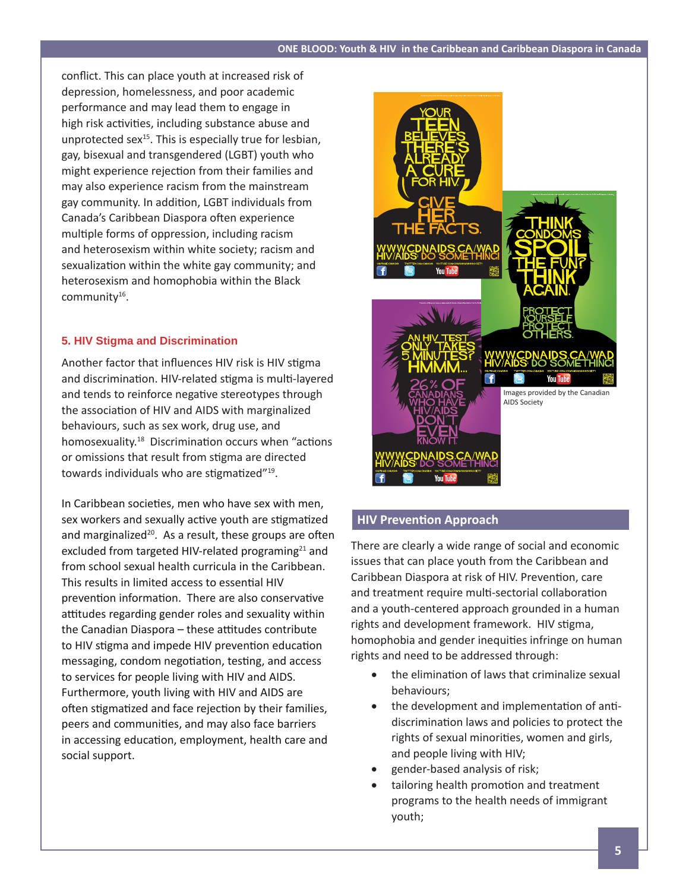conflict. This can place youth at increased risk of depression, homelessness, and poor academic performance and may lead them to engage in high risk activities, including substance abuse and unprotected sex[15]. This is especially true for lesbian, gay, bisexual and transgendered (LGBT) youth who might experience rejection from their families and may also experience racism from the mainstream gay community. In addition, LGBT individuals from Canada's Caribbean Diaspora often experience multiple forms of oppression, including racism and heterosexism within white society; racism and sexualization within the white gay community; and heterosexism and homophobia within the Black community[16].

### 5. HIV Stigma and Discrimination

Another factor that influences HIV risk is HIV stigma and discrimination. HIV-related stigma is multi-layered and tends to reinforce negative stereotypes through the association of HIV and AIDS with marginalized behaviours, such as sex work, drug use, and homosexuality.[18] Discrimination occurs when "actions or omissions that result from stigma are directed towards individuals who are stigmatized"[19].

In Caribbean societies, men who have sex with men, sex workers and sexually active youth are stigmatized and marginalized[20]. As a result, these groups are often excluded from targeted HIV-related programing[21] and from school sexual health curricula in the Caribbean. This results in limited access to essential HIV prevention information. There are also conservative attitudes regarding gender roles and sexuality within the Canadian Diaspora – these attitudes contribute to HIV stigma and impede HIV prevention education messaging, condom negotiation, testing, and access to services for people living with HIV and AIDS. Furthermore, youth living with HIV and AIDS are often stigmatized and face rejection by their families, peers and communities, and may also face barriers in accessing education, employment, health care and social support.

Images provided by the Canadian AIDS Society

## HIV Prevention Approach

There are clearly a wide range of social and economic issues that can place youth from the Caribbean and Caribbean Diaspora at risk of HIV. Prevention, care and treatment require multi-sectorial collaboration and a youth-centered approach grounded in a human rights and development framework. HIV stigma, homophobia and gender inequities infringe on human rights and need to be addressed through:

- the elimination of laws that criminalize sexual behaviours;
- the development and implementation of anti-discrimination laws and policies to protect the rights of sexual minorities, women and girls, and people living with HIV;
- gender-based analysis of risk;
- tailoring health promotion and treatment programs to the health needs of immigrant youth;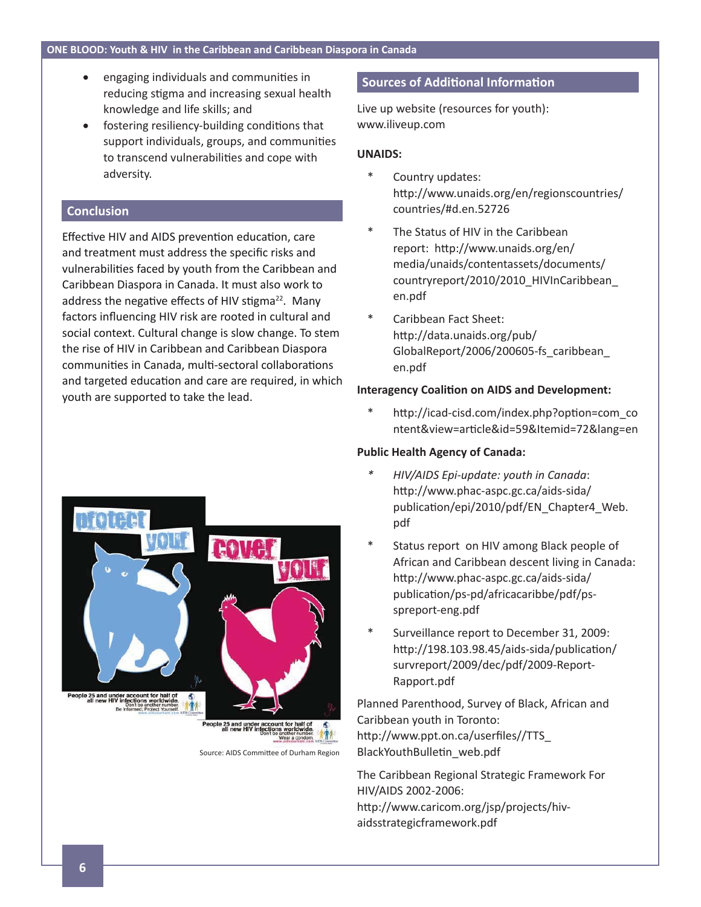- engaging individuals and communities in reducing stigma and increasing sexual health knowledge and life skills; and
- fostering resiliency-building conditions that support individuals, groups, and communities to transcend vulnerabilities and cope with adversity.

## Conclusion

Effective HIV and AIDS prevention education, care and treatment must address the specific risks and vulnerabilities faced by youth from the Caribbean and Caribbean Diaspora in Canada. It must also work to address the negative effects of HIV stigma[22]. Many factors influencing HIV risk are rooted in cultural and social context. Cultural change is slow change. To stem the rise of HIV in Caribbean and Caribbean Diaspora communities in Canada, multi-sectoral collaborations and targeted education and care are required, in which youth are supported to take the lead.

Source: AIDS Committee of Durham Region

## Sources of Additional Information

Live up website (resources for youth): www.iliveup.com

**UNAIDS:**

- Country updates: http://www.unaids.org/en/regionscountries/countries/#d.en.52726
- The Status of HIV in the Caribbean report: http://www.unaids.org/en/media/unaids/contentassets/documents/countryreport/2010/2010_HIVInCaribbean_en.pdf
- Caribbean Fact Sheet: http://data.unaids.org/pub/GlobalReport/2006/200605-fs_caribbean_en.pdf

**Interagency Coalition on AIDS and Development:**

- http://icad-cisd.com/index.php?option=com_content&view=article&id=59&Itemid=72&lang=en

**Public Health Agency of Canada:**

- *HIV/AIDS Epi-update: youth in Canada*: http://www.phac-aspc.gc.ca/aids-sida/publication/epi/2010/pdf/EN_Chapter4_Web.pdf
- Status report on HIV among Black people of African and Caribbean descent living in Canada: http://www.phac-aspc.gc.ca/aids-sida/publication/ps-pd/africacaribbe/pdf/ps-spreport-eng.pdf
- Surveillance report to December 31, 2009: http://198.103.98.45/aids-sida/publication/survreport/2009/dec/pdf/2009-Report-Rapport.pdf

Planned Parenthood, Survey of Black, African and Caribbean youth in Toronto: http://www.ppt.on.ca/userfiles//TTS_BlackYouthBulletin_web.pdf

The Caribbean Regional Strategic Framework For HIV/AIDS 2002-2006: http://www.caricom.org/jsp/projects/hiv-aidsstrategicframework.pdf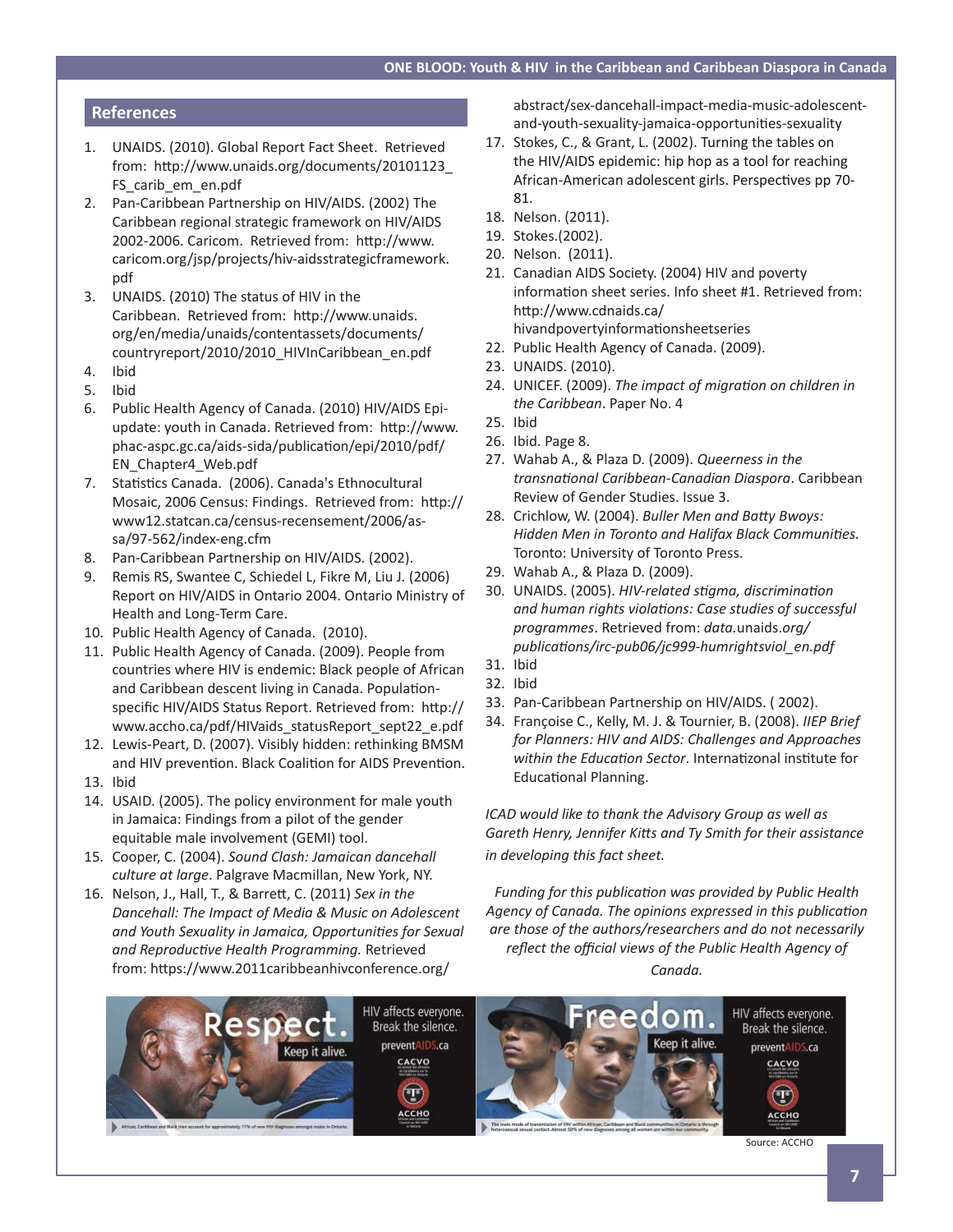## References

1. UNAIDS. (2010). Global Report Fact Sheet. Retrieved from: http://www.unaids.org/documents/20101123_FS_carib_em_en.pdf
2. Pan-Caribbean Partnership on HIV/AIDS. (2002) The Caribbean regional strategic framework on HIV/AIDS 2002-2006. Caricom. Retrieved from: http://www.caricom.org/jsp/projects/hiv-aidsstrategicframework.pdf
3. UNAIDS. (2010) The status of HIV in the Caribbean. Retrieved from: http://www.unaids.org/en/media/unaids/contentassets/documents/countryreport/2010/2010_HIVInCaribbean_en.pdf
4. Ibid
5. Ibid
6. Public Health Agency of Canada. (2010) HIV/AIDS Epi-update: youth in Canada. Retrieved from: http://www.phac-aspc.gc.ca/aids-sida/publication/epi/2010/pdf/EN_Chapter4_Web.pdf
7. Statistics Canada. (2006). Canada's Ethnocultural Mosaic, 2006 Census: Findings. Retrieved from: http://www12.statcan.ca/census-recensement/2006/as-sa/97-562/index-eng.cfm
8. Pan-Caribbean Partnership on HIV/AIDS. (2002).
9. Remis RS, Swantee C, Schiedel L, Fikre M, Liu J. (2006) Report on HIV/AIDS in Ontario 2004. Ontario Ministry of Health and Long-Term Care.
10. Public Health Agency of Canada. (2010).
11. Public Health Agency of Canada. (2009). People from countries where HIV is endemic: Black people of African and Caribbean descent living in Canada. Population-specific HIV/AIDS Status Report. Retrieved from: http://www.accho.ca/pdf/HIVaids_statusReport_sept22_e.pdf
12. Lewis-Peart, D. (2007). Visibly hidden: rethinking BMSM and HIV prevention. Black Coalition for AIDS Prevention.
13. Ibid
14. USAID. (2005). The policy environment for male youth in Jamaica: Findings from a pilot of the gender equitable male involvement (GEMI) tool.
15. Cooper, C. (2004). *Sound Clash: Jamaican dancehall culture at large*. Palgrave Macmillan, New York, NY.
16. Nelson, J., Hall, T., & Barrett, C. (2011) *Sex in the Dancehall: The Impact of Media & Music on Adolescent and Youth Sexuality in Jamaica, Opportunities for Sexual and Reproductive Health Programming.* Retrieved from: https://www.2011caribbeanhivconference.org/abstract/sex-dancehall-impact-media-music-adolescent-and-youth-sexuality-jamaica-opportunities-sexuality
17. Stokes, C., & Grant, L. (2002). Turning the tables on the HIV/AIDS epidemic: hip hop as a tool for reaching African-American adolescent girls. Perspectives pp 70-81.
18. Nelson. (2011).
19. Stokes.(2002).
20. Nelson. (2011).
21. Canadian AIDS Society. (2004) HIV and poverty information sheet series. Info sheet #1. Retrieved from: http://www.cdnaids.ca/hivandpovertyinformationsheetseries
22. Public Health Agency of Canada. (2009).
23. UNAIDS. (2010).
24. UNICEF. (2009). *The impact of migration on children in the Caribbean*. Paper No. 4
25. Ibid
26. Ibid. Page 8.
27. Wahab A., & Plaza D. (2009). *Queerness in the transnational Caribbean-Canadian Diaspora*. Caribbean Review of Gender Studies. Issue 3.
28. Crichlow, W. (2004). *Buller Men and Batty Bwoys: Hidden Men in Toronto and Halifax Black Communities.* Toronto: University of Toronto Press.
29. Wahab A., & Plaza D. (2009).
30. UNAIDS. (2005). *HIV-related stigma, discrimination and human rights violations: Case studies of successful programmes*. Retrieved from: *data.*unaids.*org/publications/irc-pub06/jc999-humrightsviol_en.pdf*
31. Ibid
32. Ibid
33. Pan-Caribbean Partnership on HIV/AIDS. ( 2002).
34. Françoise C., Kelly, M. J. & Tournier, B. (2008). *IIEP Brief for Planners: HIV and AIDS: Challenges and Approaches within the Education Sector*. Internatizonal institute for Educational Planning.

*ICAD would like to thank the Advisory Group as well as Gareth Henry, Jennifer Kitts and Ty Smith for their assistance in developing this fact sheet.*

*Funding for this publication was provided by Public Health Agency of Canada. The opinions expressed in this publication are those of the authors/researchers and do not necessarily reflect the official views of the Public Health Agency of Canada.*

Source: ACCHO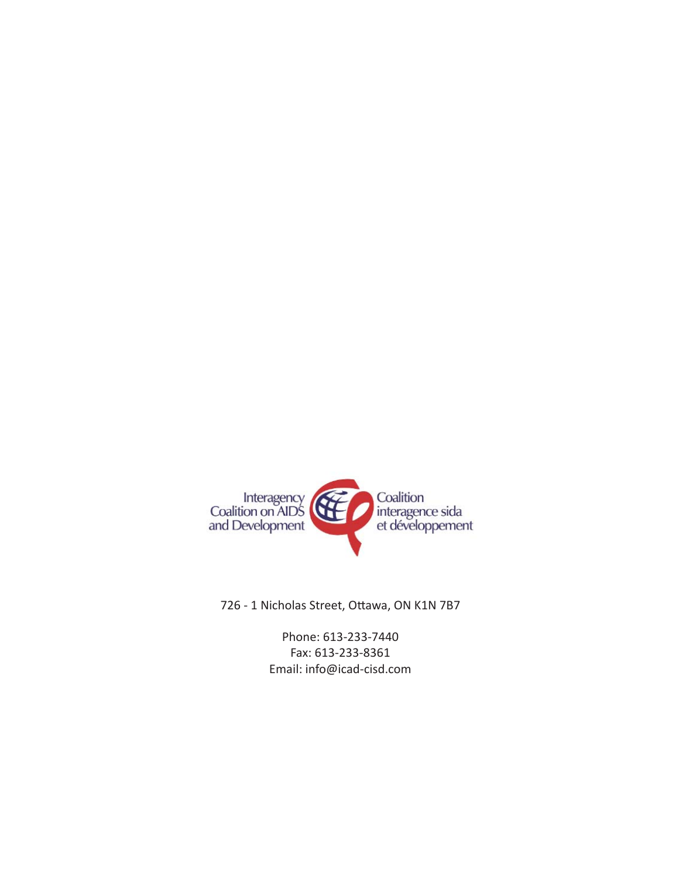Interagency Coalition on AIDS and Development

Coalition interagence sida et développement

726 - 1 Nicholas Street, Ottawa, ON K1N 7B7

Phone: 613-233-7440
Fax: 613-233-8361
Email: info@icad-cisd.com